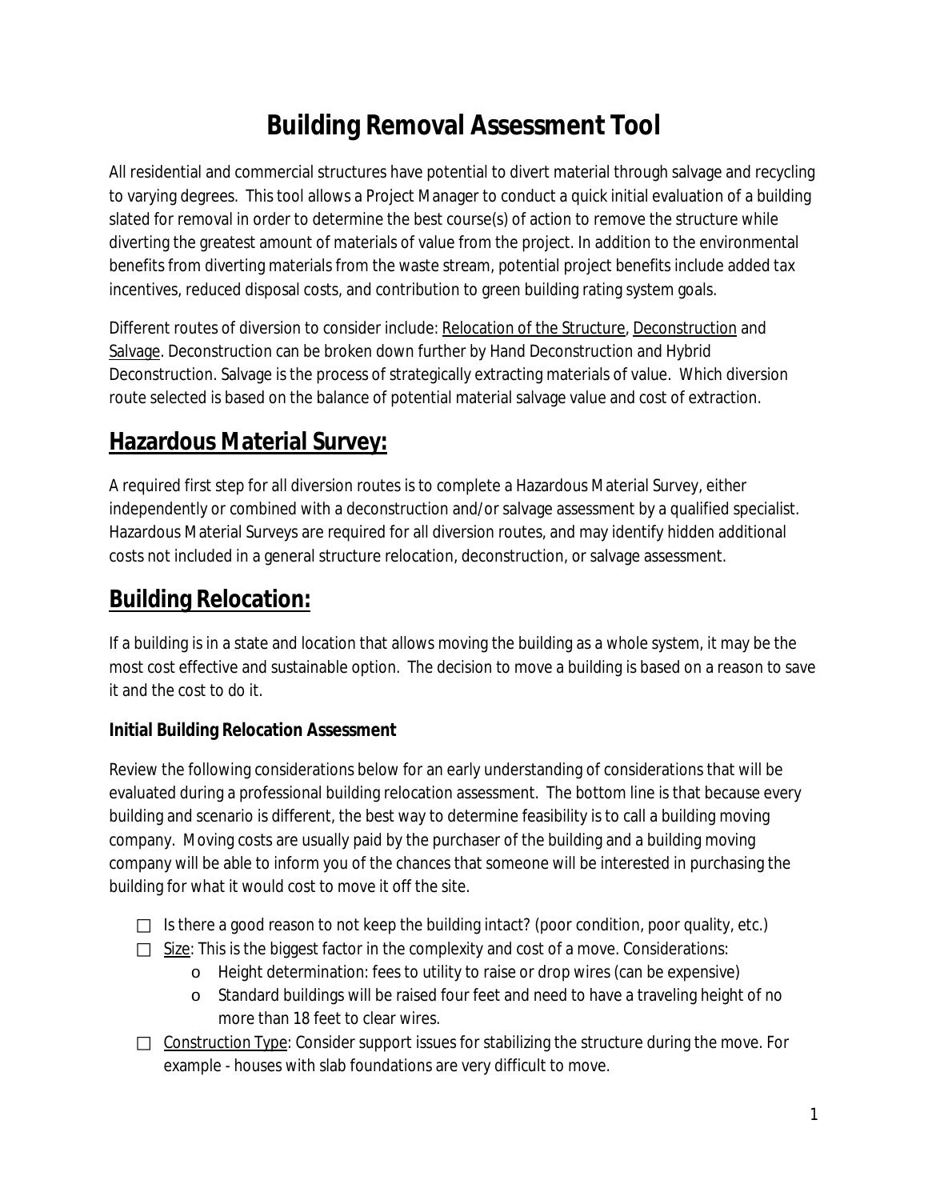# Building Removal Assessment Tool

All residential and commercial structures have potential to divert material through salvage and recycling to varying degrees. This tool allows a Project Manager to conduct a quick initial evaluation of a building slated for removal in order to determine the best course(s) of action to remove the structure while diverting the greatest amount of materials of value from the project. In addition to the environmental benefits from diverting materials from the waste stream, potential project benefits include added tax incentives, reduced disposal costs, and contribution to green building rating system goals.

Different routes of diversion to consider include: <u>Relocation of the Structure</u>, <u>Deconstruction</u> and <u>Salvage</u>. Deconstruction can be broken down further by Hand Deconstruction and Hybrid Deconstruction. Salvage is the process of strategically extracting materials of value. Which diversion route selected is based on the balance of potential material salvage value and cost of extraction.

## Hazardous Material Survey:

A required first step for all diversion routes is to complete a Hazardous Material Survey, either independently or combined with a deconstruction and/or salvage assessment by a qualified specialist. Hazardous Material Surveys are required for all diversion routes, and may identify hidden additional costs not included in a general structure relocation, deconstruction, or salvage assessment.

## Building Relocation:

If a building is in a state and location that allows moving the building as a whole system, it may be the most cost effective and sustainable option. The decision to move a building is based on a reason to save it and the cost to do it.

### Initial Building Relocation Assessment

Review the following considerations below for an early understanding of considerations that will be evaluated during a professional building relocation assessment. The bottom line is that because every building and scenario is different, the best way to determine feasibility is to call a building moving company. Moving costs are usually paid by the purchaser of the building and a building moving company will be able to inform you of the chances that someone will be interested in purchasing the building for what it would cost to move it off the site.

- ☐ Is there a good reason to not keep the building intact? (poor condition, poor quality, etc.)
- ☐ <u>Size</u>: This is the biggest factor in the complexity and cost of a move. Considerations:
    - Height determination: fees to utility to raise or drop wires (can be expensive)
    - Standard buildings will be raised four feet and need to have a traveling height of no more than 18 feet to clear wires.
- ☐ <u>Construction Type</u>: Consider support issues for stabilizing the structure during the move. For example - houses with slab foundations are very difficult to move.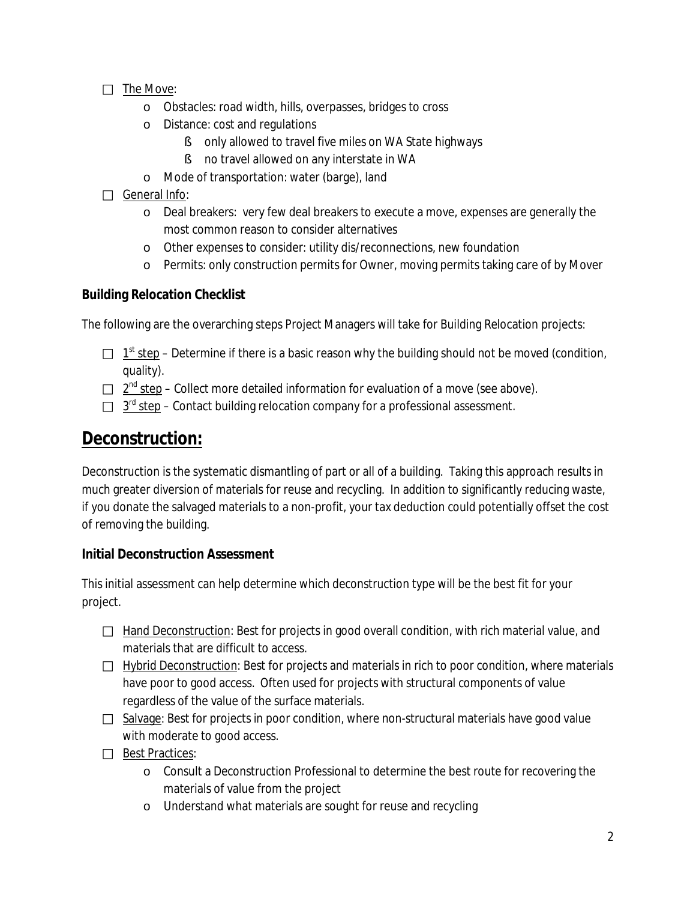- ☐ The Move:
  - Obstacles: road width, hills, overpasses, bridges to cross
  - Distance: cost and regulations
    - only allowed to travel five miles on WA State highways
    - no travel allowed on any interstate in WA
  - Mode of transportation: water (barge), land
- ☐ General Info:
  - Deal breakers: very few deal breakers to execute a move, expenses are generally the most common reason to consider alternatives
  - Other expenses to consider: utility dis/reconnections, new foundation
  - Permits: only construction permits for Owner, moving permits taking care of by Mover

### Building Relocation Checklist

The following are the overarching steps Project Managers will take for Building Relocation projects:

- ☐ 1st step – Determine if there is a basic reason why the building should not be moved (condition, quality).
- ☐ 2nd step – Collect more detailed information for evaluation of a move (see above).
- ☐ 3rd step – Contact building relocation company for a professional assessment.

## Deconstruction:

Deconstruction is the systematic dismantling of part or all of a building. Taking this approach results in much greater diversion of materials for reuse and recycling. In addition to significantly reducing waste, if you donate the salvaged materials to a non-profit, your tax deduction could potentially offset the cost of removing the building.

### Initial Deconstruction Assessment

This initial assessment can help determine which deconstruction type will be the best fit for your project.

- ☐ Hand Deconstruction: Best for projects in good overall condition, with rich material value, and materials that are difficult to access.
- ☐ Hybrid Deconstruction: Best for projects and materials in rich to poor condition, where materials have poor to good access. Often used for projects with structural components of value regardless of the value of the surface materials.
- ☐ Salvage: Best for projects in poor condition, where non-structural materials have good value with moderate to good access.
- ☐ Best Practices:
  - Consult a Deconstruction Professional to determine the best route for recovering the materials of value from the project
  - Understand what materials are sought for reuse and recycling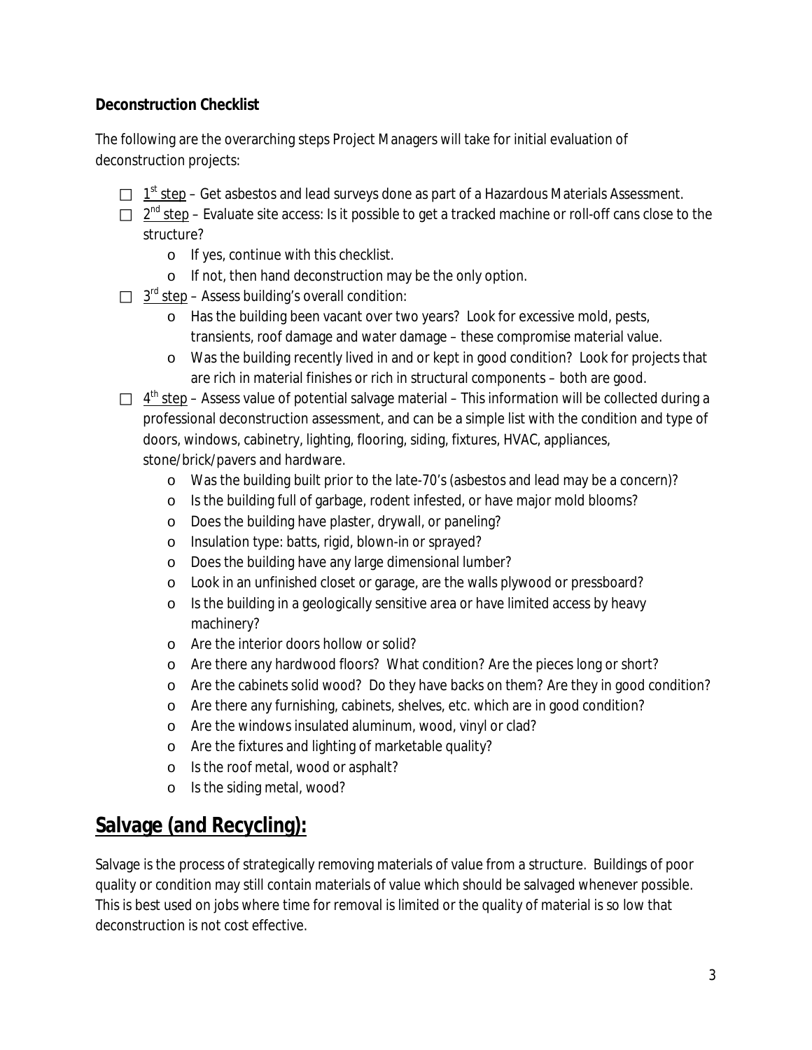**Deconstruction Checklist**

The following are the overarching steps Project Managers will take for initial evaluation of deconstruction projects:

- ☐ 1st step – Get asbestos and lead surveys done as part of a Hazardous Materials Assessment.
- ☐ 2nd step – Evaluate site access: Is it possible to get a tracked machine or roll-off cans close to the structure?
  - If yes, continue with this checklist.
  - If not, then hand deconstruction may be the only option.
- ☐ 3rd step – Assess building's overall condition:
  - Has the building been vacant over two years? Look for excessive mold, pests, transients, roof damage and water damage – these compromise material value.
  - Was the building recently lived in and or kept in good condition? Look for projects that are rich in material finishes or rich in structural components – both are good.
- ☐ 4th step – Assess value of potential salvage material – This information will be collected during a professional deconstruction assessment, and can be a simple list with the condition and type of doors, windows, cabinetry, lighting, flooring, siding, fixtures, HVAC, appliances, stone/brick/pavers and hardware.
  - Was the building built prior to the late-70's (asbestos and lead may be a concern)?
  - Is the building full of garbage, rodent infested, or have major mold blooms?
  - Does the building have plaster, drywall, or paneling?
  - Insulation type: batts, rigid, blown-in or sprayed?
  - Does the building have any large dimensional lumber?
  - Look in an unfinished closet or garage, are the walls plywood or pressboard?
  - Is the building in a geologically sensitive area or have limited access by heavy machinery?
  - Are the interior doors hollow or solid?
  - Are there any hardwood floors? What condition? Are the pieces long or short?
  - Are the cabinets solid wood? Do they have backs on them? Are they in good condition?
  - Are there any furnishing, cabinets, shelves, etc. which are in good condition?
  - Are the windows insulated aluminum, wood, vinyl or clad?
  - Are the fixtures and lighting of marketable quality?
  - Is the roof metal, wood or asphalt?
  - Is the siding metal, wood?

## Salvage (and Recycling):

Salvage is the process of strategically removing materials of value from a structure. Buildings of poor quality or condition may still contain materials of value which should be salvaged whenever possible. This is best used on jobs where time for removal is limited or the quality of material is so low that deconstruction is not cost effective.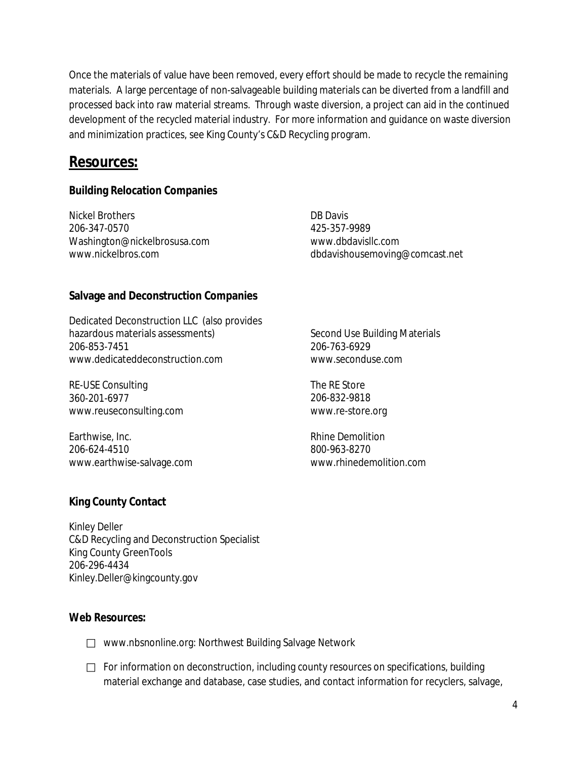Once the materials of value have been removed, every effort should be made to recycle the remaining materials. A large percentage of non-salvageable building materials can be diverted from a landfill and processed back into raw material streams. Through waste diversion, a project can aid in the continued development of the recycled material industry. For more information and guidance on waste diversion and minimization practices, see King County's C&D Recycling program.

## Resources:

### Building Relocation Companies

Nickel Brothers
206-347-0570
Washington@nickelbrosusa.com
www.nickelbros.com

DB Davis
425-357-9989
www.dbdavisllc.com
dbdavishousemoving@comcast.net

### Salvage and Deconstruction Companies

Dedicated Deconstruction LLC (also provides hazardous materials assessments)
206-853-7451
www.dedicateddeconstruction.com

RE-USE Consulting
360-201-6977
www.reuseconsulting.com

Earthwise, Inc.
206-624-4510
www.earthwise-salvage.com

Second Use Building Materials
206-763-6929
www.seconduse.com

The RE Store
206-832-9818
www.re-store.org

Rhine Demolition
800-963-8270
www.rhinedemolition.com

### King County Contact

Kinley Deller
C&D Recycling and Deconstruction Specialist
King County GreenTools
206-296-4434
Kinley.Deller@kingcounty.gov

### Web Resources:

- ☐ www.nbsnonline.org: Northwest Building Salvage Network
- ☐ For information on deconstruction, including county resources on specifications, building material exchange and database, case studies, and contact information for recyclers, salvage,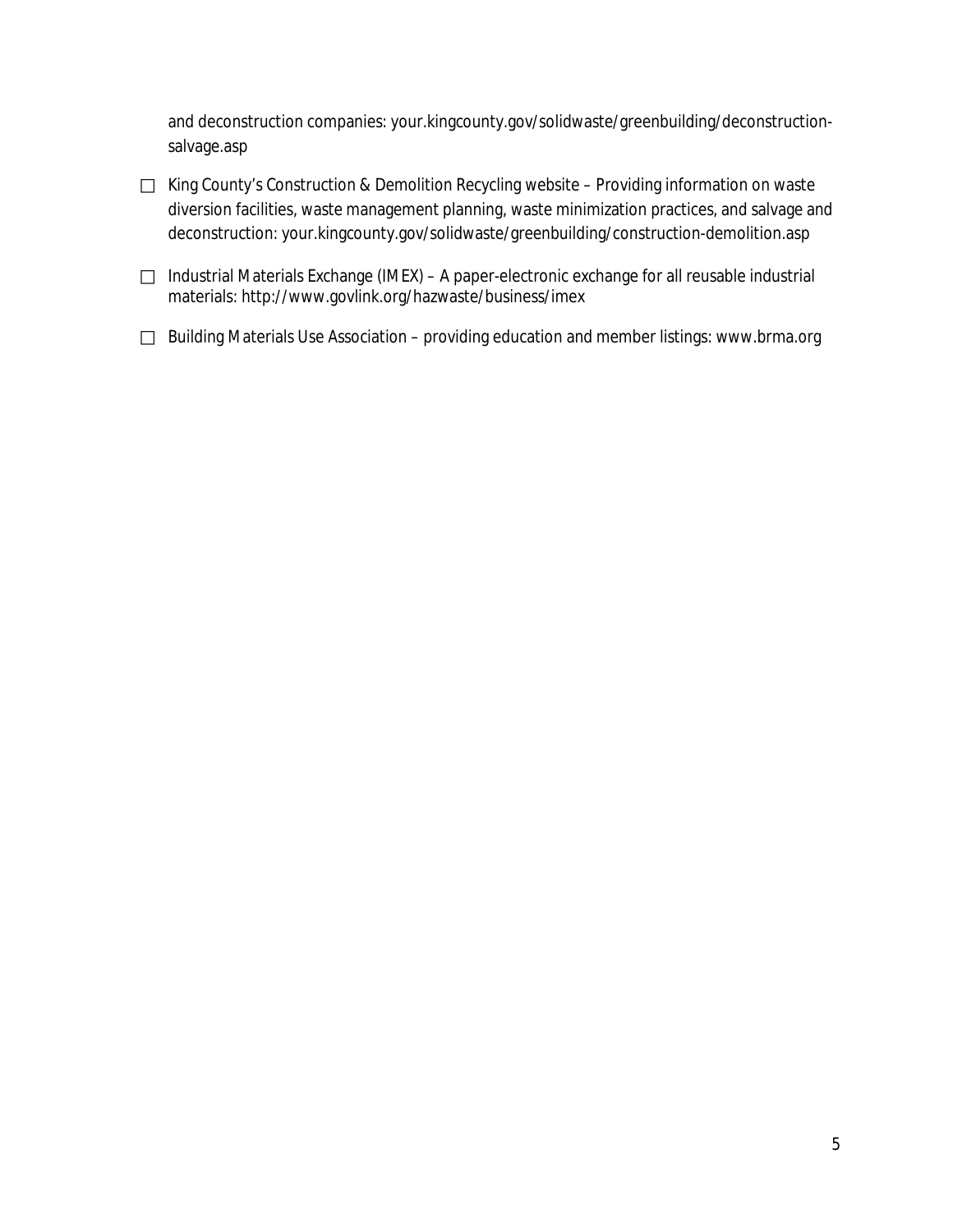and deconstruction companies: your.kingcounty.gov/solidwaste/greenbuilding/deconstruction-salvage.asp

- ☐ King County's Construction & Demolition Recycling website – Providing information on waste diversion facilities, waste management planning, waste minimization practices, and salvage and deconstruction: your.kingcounty.gov/solidwaste/greenbuilding/construction-demolition.asp

- ☐ Industrial Materials Exchange (IMEX) – A paper-electronic exchange for all reusable industrial materials: http://www.govlink.org/hazwaste/business/imex

- ☐ Building Materials Use Association – providing education and member listings: www.brma.org